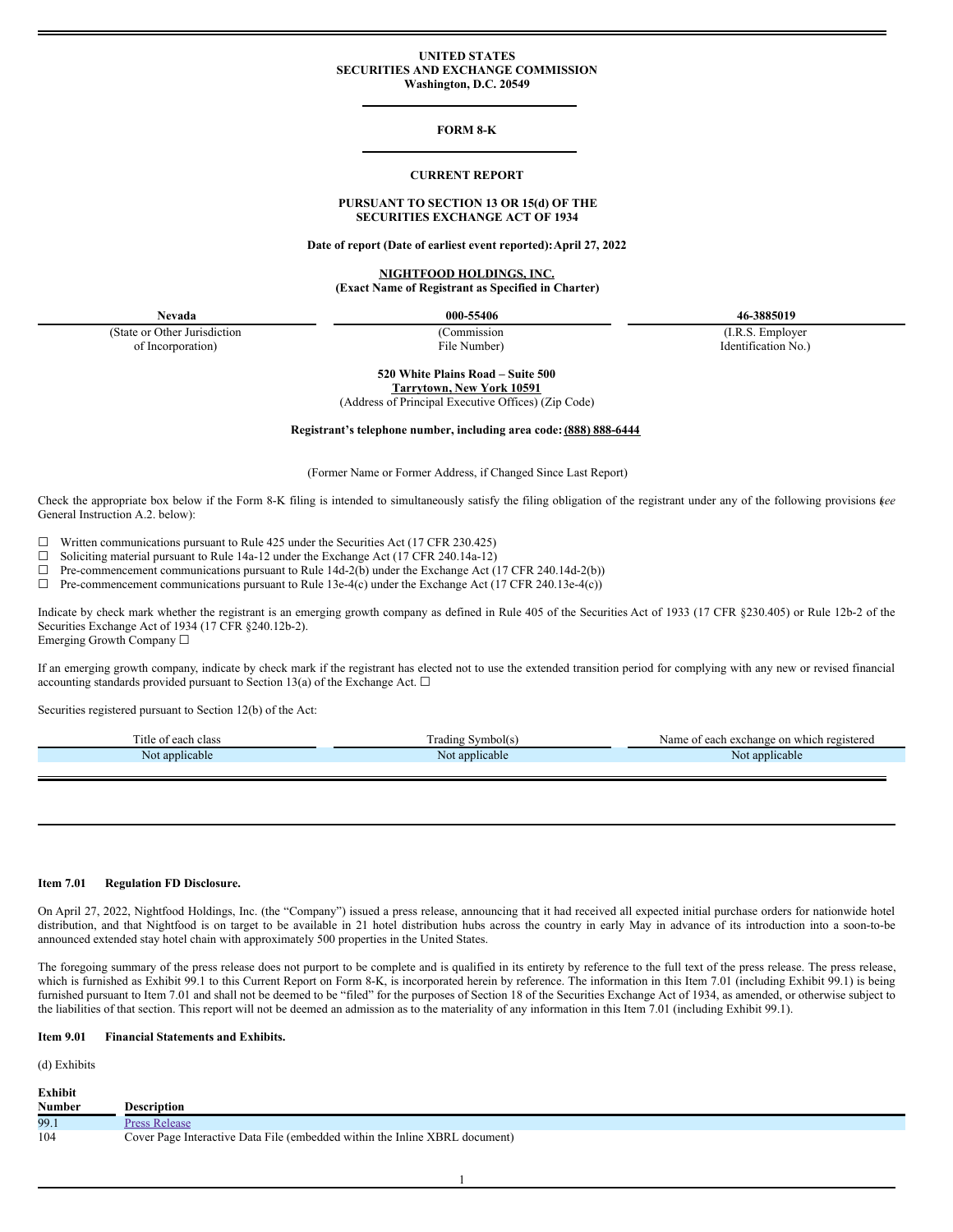**UNITED STATES**
**SECURITIES AND EXCHANGE COMMISSION**
**Washington, D.C. 20549**

**FORM 8-K**

**CURRENT REPORT**

**PURSUANT TO SECTION 13 OR 15(d) OF THE SECURITIES EXCHANGE ACT OF 1934**

**Date of report (Date of earliest event reported): April 27, 2022**

**NIGHTFOOD HOLDINGS, INC.**
**(Exact Name of Registrant as Specified in Charter)**

| Nevada | 000-55406 | 46-3885019 |
|---|---|---|
| (State or Other Jurisdiction of Incorporation) | (Commission File Number) | (I.R.S. Employer Identification No.) |

**520 White Plains Road – Suite 500**
**Tarrytown, New York 10591**
(Address of Principal Executive Offices) (Zip Code)

**Registrant's telephone number, including area code: (888) 888-6444**

(Former Name or Former Address, if Changed Since Last Report)

Check the appropriate box below if the Form 8-K filing is intended to simultaneously satisfy the filing obligation of the registrant under any of the following provisions (*see* General Instruction A.2. below):

☐ Written communications pursuant to Rule 425 under the Securities Act (17 CFR 230.425)
☐ Soliciting material pursuant to Rule 14a-12 under the Exchange Act (17 CFR 240.14a-12)
☐ Pre-commencement communications pursuant to Rule 14d-2(b) under the Exchange Act (17 CFR 240.14d-2(b))
☐ Pre-commencement communications pursuant to Rule 13e-4(c) under the Exchange Act (17 CFR 240.13e-4(c))

Indicate by check mark whether the registrant is an emerging growth company as defined in Rule 405 of the Securities Act of 1933 (17 CFR §230.405) or Rule 12b-2 of the Securities Exchange Act of 1934 (17 CFR §240.12b-2).
Emerging Growth Company ☐

If an emerging growth company, indicate by check mark if the registrant has elected not to use the extended transition period for complying with any new or revised financial accounting standards provided pursuant to Section 13(a) of the Exchange Act. ☐

Securities registered pursuant to Section 12(b) of the Act:

| Title of each class | Trading Symbol(s) | Name of each exchange on which registered |
|---|---|---|
| Not applicable | Not applicable | Not applicable |

**Item 7.01 Regulation FD Disclosure.**

On April 27, 2022, Nightfood Holdings, Inc. (the "Company") issued a press release, announcing that it had received all expected initial purchase orders for nationwide hotel distribution, and that Nightfood is on target to be available in 21 hotel distribution hubs across the country in early May in advance of its introduction into a soon-to-be announced extended stay hotel chain with approximately 500 properties in the United States.

The foregoing summary of the press release does not purport to be complete and is qualified in its entirety by reference to the full text of the press release. The press release, which is furnished as Exhibit 99.1 to this Current Report on Form 8-K, is incorporated herein by reference. The information in this Item 7.01 (including Exhibit 99.1) is being furnished pursuant to Item 7.01 and shall not be deemed to be "filed" for the purposes of Section 18 of the Securities Exchange Act of 1934, as amended, or otherwise subject to the liabilities of that section. This report will not be deemed an admission as to the materiality of any information in this Item 7.01 (including Exhibit 99.1).

**Item 9.01 Financial Statements and Exhibits.**

(d) Exhibits

| Exhibit Number | Description |
|---|---|
| 99.1 | Press Release |
| 104 | Cover Page Interactive Data File (embedded within the Inline XBRL document) |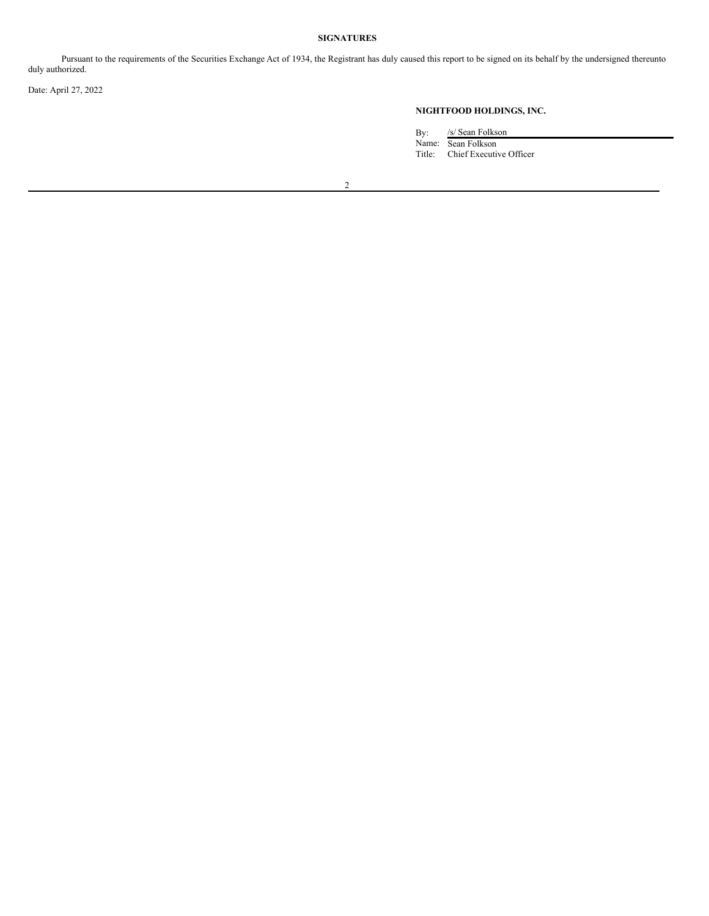**SIGNATURES**

Pursuant to the requirements of the Securities Exchange Act of 1934, the Registrant has duly caused this report to be signed on its behalf by the undersigned thereunto duly authorized.

Date: April 27, 2022

**NIGHTFOOD HOLDINGS, INC.**

By: /s/ Sean Folkson
Name: Sean Folkson
Title: Chief Executive Officer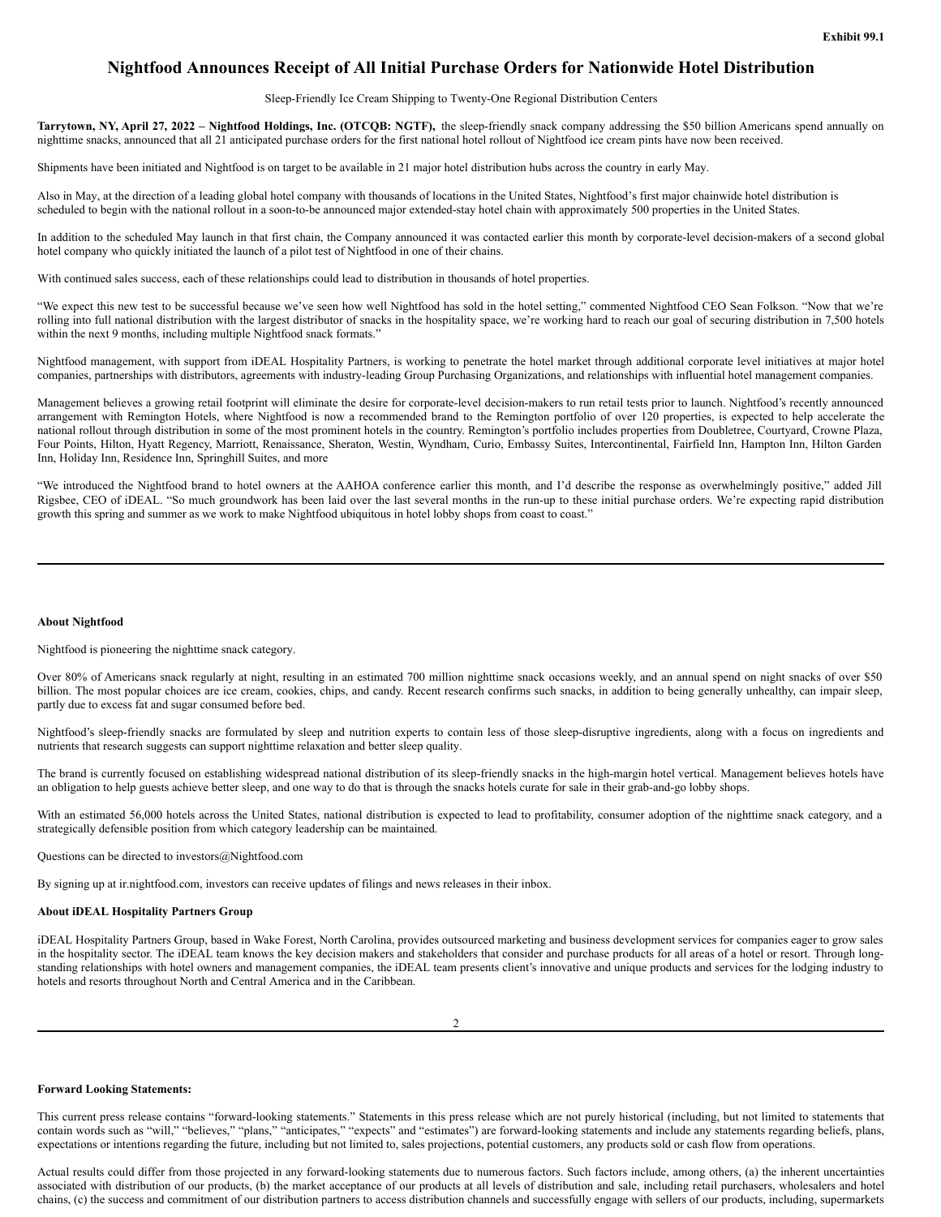Exhibit 99.1

# Nightfood Announces Receipt of All Initial Purchase Orders for Nationwide Hotel Distribution

Sleep-Friendly Ice Cream Shipping to Twenty-One Regional Distribution Centers

**Tarrytown, NY, April 27, 2022 – Nightfood Holdings, Inc. (OTCQB: NGTF),** the sleep-friendly snack company addressing the $50 billion Americans spend annually on nighttime snacks, announced that all 21 anticipated purchase orders for the first national hotel rollout of Nightfood ice cream pints have now been received.

Shipments have been initiated and Nightfood is on target to be available in 21 major hotel distribution hubs across the country in early May.

Also in May, at the direction of a leading global hotel company with thousands of locations in the United States, Nightfood's first major chainwide hotel distribution is scheduled to begin with the national rollout in a soon-to-be announced major extended-stay hotel chain with approximately 500 properties in the United States.

In addition to the scheduled May launch in that first chain, the Company announced it was contacted earlier this month by corporate-level decision-makers of a second global hotel company who quickly initiated the launch of a pilot test of Nightfood in one of their chains.

With continued sales success, each of these relationships could lead to distribution in thousands of hotel properties.

"We expect this new test to be successful because we've seen how well Nightfood has sold in the hotel setting," commented Nightfood CEO Sean Folkson. "Now that we're rolling into full national distribution with the largest distributor of snacks in the hospitality space, we're working hard to reach our goal of securing distribution in 7,500 hotels within the next 9 months, including multiple Nightfood snack formats."

Nightfood management, with support from iDEAL Hospitality Partners, is working to penetrate the hotel market through additional corporate level initiatives at major hotel companies, partnerships with distributors, agreements with industry-leading Group Purchasing Organizations, and relationships with influential hotel management companies.

Management believes a growing retail footprint will eliminate the desire for corporate-level decision-makers to run retail tests prior to launch. Nightfood's recently announced arrangement with Remington Hotels, where Nightfood is now a recommended brand to the Remington portfolio of over 120 properties, is expected to help accelerate the national rollout through distribution in some of the most prominent hotels in the country. Remington's portfolio includes properties from Doubletree, Courtyard, Crowne Plaza, Four Points, Hilton, Hyatt Regency, Marriott, Renaissance, Sheraton, Westin, Wyndham, Curio, Embassy Suites, Intercontinental, Fairfield Inn, Hampton Inn, Hilton Garden Inn, Holiday Inn, Residence Inn, Springhill Suites, and more

"We introduced the Nightfood brand to hotel owners at the AAHOA conference earlier this month, and I'd describe the response as overwhelmingly positive," added Jill Rigsbee, CEO of iDEAL. "So much groundwork has been laid over the last several months in the run-up to these initial purchase orders. We're expecting rapid distribution growth this spring and summer as we work to make Nightfood ubiquitous in hotel lobby shops from coast to coast."

**About Nightfood**

Nightfood is pioneering the nighttime snack category.

Over 80% of Americans snack regularly at night, resulting in an estimated 700 million nighttime snack occasions weekly, and an annual spend on night snacks of over $50 billion. The most popular choices are ice cream, cookies, chips, and candy. Recent research confirms such snacks, in addition to being generally unhealthy, can impair sleep, partly due to excess fat and sugar consumed before bed.

Nightfood's sleep-friendly snacks are formulated by sleep and nutrition experts to contain less of those sleep-disruptive ingredients, along with a focus on ingredients and nutrients that research suggests can support nighttime relaxation and better sleep quality.

The brand is currently focused on establishing widespread national distribution of its sleep-friendly snacks in the high-margin hotel vertical. Management believes hotels have an obligation to help guests achieve better sleep, and one way to do that is through the snacks hotels curate for sale in their grab-and-go lobby shops.

With an estimated 56,000 hotels across the United States, national distribution is expected to lead to profitability, consumer adoption of the nighttime snack category, and a strategically defensible position from which category leadership can be maintained.

Questions can be directed to investors@Nightfood.com

By signing up at ir.nightfood.com, investors can receive updates of filings and news releases in their inbox.

**About iDEAL Hospitality Partners Group**

iDEAL Hospitality Partners Group, based in Wake Forest, North Carolina, provides outsourced marketing and business development services for companies eager to grow sales in the hospitality sector. The iDEAL team knows the key decision makers and stakeholders that consider and purchase products for all areas of a hotel or resort. Through long-standing relationships with hotel owners and management companies, the iDEAL team presents client's innovative and unique products and services for the lodging industry to hotels and resorts throughout North and Central America and in the Caribbean.

**Forward Looking Statements:**

This current press release contains "forward-looking statements." Statements in this press release which are not purely historical (including, but not limited to statements that contain words such as "will," "believes," "plans," "anticipates," "expects" and "estimates") are forward-looking statements and include any statements regarding beliefs, plans, expectations or intentions regarding the future, including but not limited to, sales projections, potential customers, any products sold or cash flow from operations.

Actual results could differ from those projected in any forward-looking statements due to numerous factors. Such factors include, among others, (a) the inherent uncertainties associated with distribution of our products, (b) the market acceptance of our products at all levels of distribution and sale, including retail purchasers, wholesalers and hotel chains, (c) the success and commitment of our distribution partners to access distribution channels and successfully engage with sellers of our products, including, supermarkets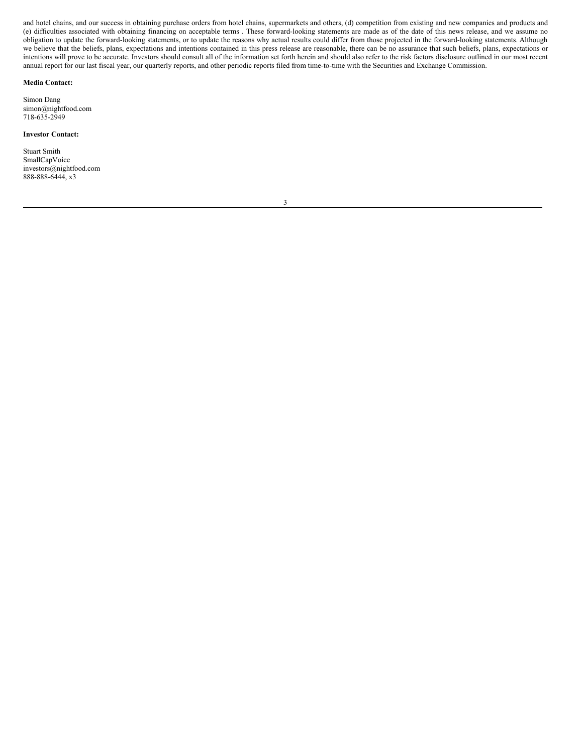and hotel chains, and our success in obtaining purchase orders from hotel chains, supermarkets and others, (d) competition from existing and new companies and products and (e) difficulties associated with obtaining financing on acceptable terms . These forward-looking statements are made as of the date of this news release, and we assume no obligation to update the forward-looking statements, or to update the reasons why actual results could differ from those projected in the forward-looking statements. Although we believe that the beliefs, plans, expectations and intentions contained in this press release are reasonable, there can be no assurance that such beliefs, plans, expectations or intentions will prove to be accurate. Investors should consult all of the information set forth herein and should also refer to the risk factors disclosure outlined in our most recent annual report for our last fiscal year, our quarterly reports, and other periodic reports filed from time-to-time with the Securities and Exchange Commission.

**Media Contact:**

Simon Dang
simon@nightfood.com
718-635-2949

**Investor Contact:**

Stuart Smith
SmallCapVoice
investors@nightfood.com
888-888-6444, x3